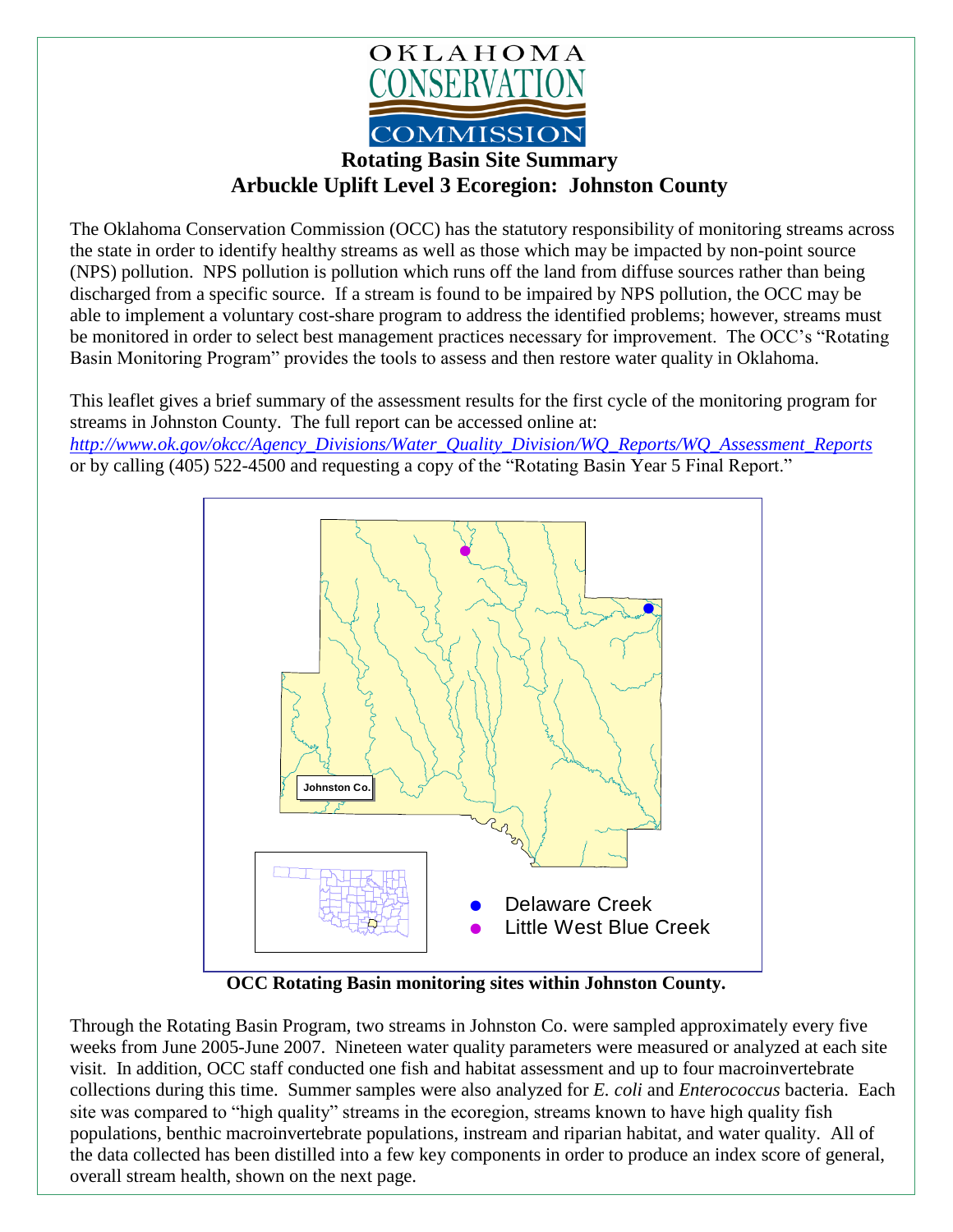# OKLAHOMA CONSERVATION COMMISSION

## Rotating Basin Site Summary
## Arbuckle Uplift Level 3 Ecoregion: Johnston County

The Oklahoma Conservation Commission (OCC) has the statutory responsibility of monitoring streams across the state in order to identify healthy streams as well as those which may be impacted by non-point source (NPS) pollution. NPS pollution is pollution which runs off the land from diffuse sources rather than being discharged from a specific source. If a stream is found to be impaired by NPS pollution, the OCC may be able to implement a voluntary cost-share program to address the identified problems; however, streams must be monitored in order to select best management practices necessary for improvement. The OCC's "Rotating Basin Monitoring Program" provides the tools to assess and then restore water quality in Oklahoma.

This leaflet gives a brief summary of the assessment results for the first cycle of the monitoring program for streams in Johnston County. The full report can be accessed online at: *http://www.ok.gov/okcc/Agency_Divisions/Water_Quality_Division/WQ_Reports/WQ_Assessment_Reports* or by calling (405) 522-4500 and requesting a copy of the "Rotating Basin Year 5 Final Report."

Johnston Co.

- Delaware Creek
- Little West Blue Creek

**OCC Rotating Basin monitoring sites within Johnston County.**

Through the Rotating Basin Program, two streams in Johnston Co. were sampled approximately every five weeks from June 2005-June 2007. Nineteen water quality parameters were measured or analyzed at each site visit. In addition, OCC staff conducted one fish and habitat assessment and up to four macroinvertebrate collections during this time. Summer samples were also analyzed for *E. coli* and *Enterococcus* bacteria. Each site was compared to "high quality" streams in the ecoregion, streams known to have high quality fish populations, benthic macroinvertebrate populations, instream and riparian habitat, and water quality. All of the data collected has been distilled into a few key components in order to produce an index score of general, overall stream health, shown on the next page.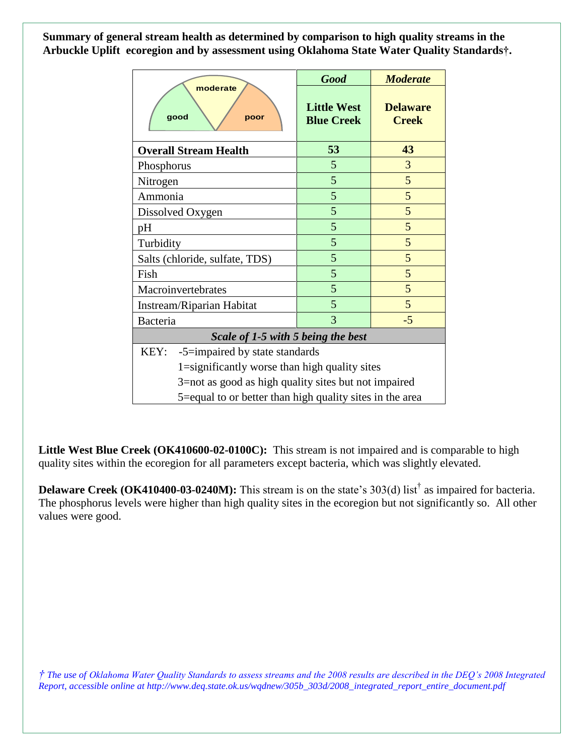**Summary of general stream health as determined by comparison to high quality streams in the Arbuckle Uplift ecoregion and by assessment using Oklahoma State Water Quality Standards†.**

| | *Good* | *Moderate* |
|---|---|---|
| good / moderate / poor | **Little West Blue Creek** | **Delaware Creek** |
| **Overall Stream Health** | **53** | **43** |
| Phosphorus | 5 | 3 |
| Nitrogen | 5 | 5 |
| Ammonia | 5 | 5 |
| Dissolved Oxygen | 5 | 5 |
| pH | 5 | 5 |
| Turbidity | 5 | 5 |
| Salts (chloride, sulfate, TDS) | 5 | 5 |
| Fish | 5 | 5 |
| Macroinvertebrates | 5 | 5 |
| Instream/Riparian Habitat | 5 | 5 |
| Bacteria | 3 | -5 |

***Scale of 1-5 with 5 being the best***

KEY:
- -5=impaired by state standards
- 1=significantly worse than high quality sites
- 3=not as good as high quality sites but not impaired
- 5=equal to or better than high quality sites in the area

**Little West Blue Creek (OK410600-02-0100C):** This stream is not impaired and is comparable to high quality sites within the ecoregion for all parameters except bacteria, which was slightly elevated.

**Delaware Creek (OK410400-03-0240M):** This stream is on the state's 303(d) list† as impaired for bacteria. The phosphorus levels were higher than high quality sites in the ecoregion but not significantly so. All other values were good.

*† The use of Oklahoma Water Quality Standards to assess streams and the 2008 results are described in the DEQ's 2008 Integrated Report, accessible online at http://www.deq.state.ok.us/wqdnew/305b_303d/2008_integrated_report_entire_document.pdf*